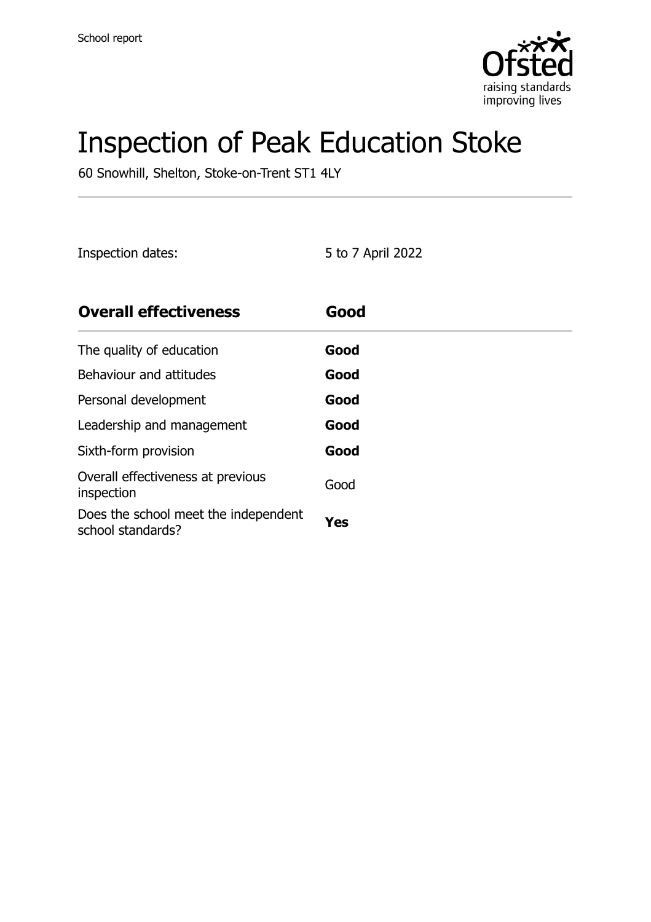School report

# Inspection of Peak Education Stoke

60 Snowhill, Shelton, Stoke-on-Trent ST1 4LY

Inspection dates: 5 to 7 April 2022

| **Overall effectiveness** | **Good** |
| --- | --- |
| The quality of education | **Good** |
| Behaviour and attitudes | **Good** |
| Personal development | **Good** |
| Leadership and management | **Good** |
| Sixth-form provision | **Good** |
| Overall effectiveness at previous inspection | Good |
| Does the school meet the independent school standards? | **Yes** |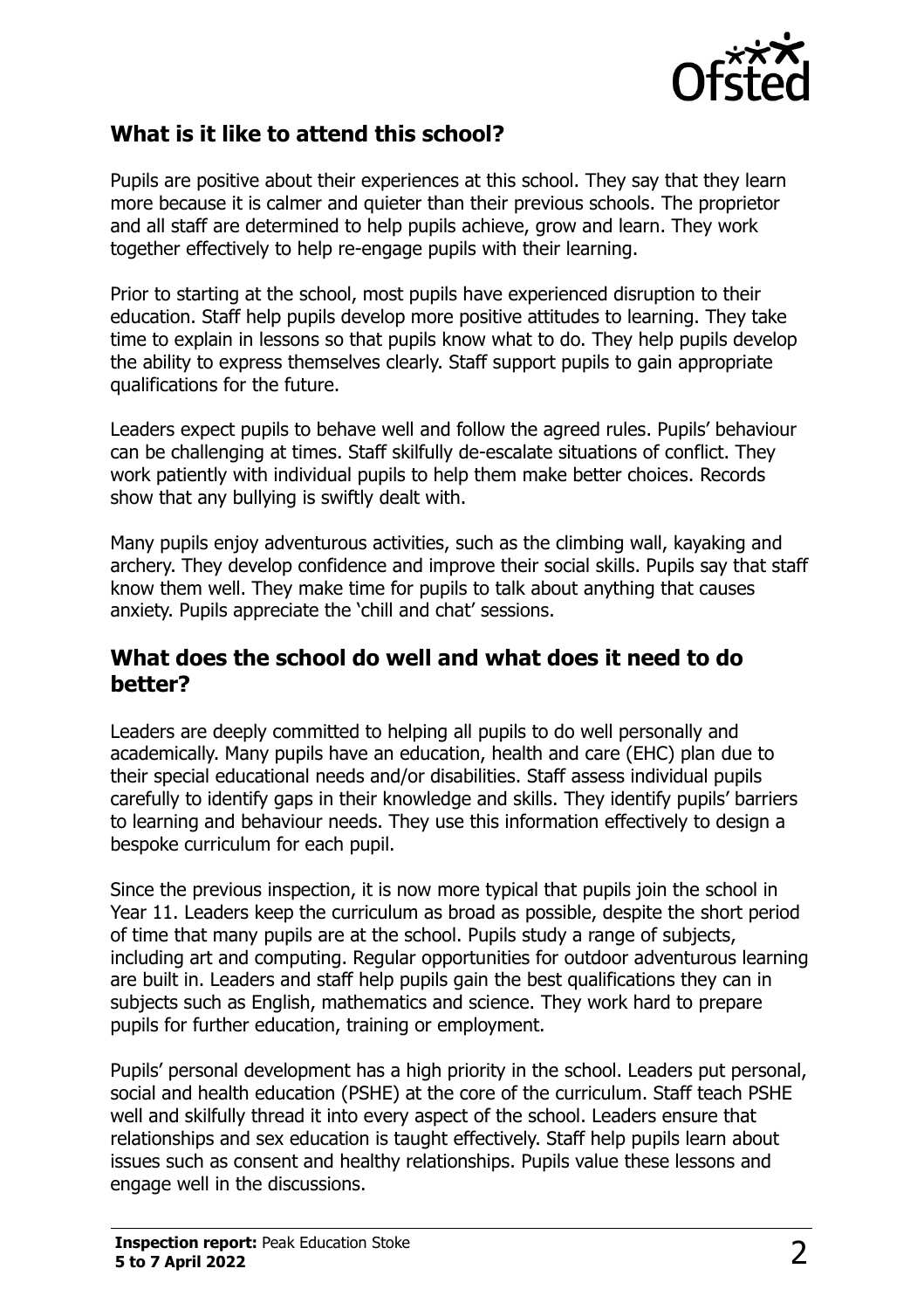## What is it like to attend this school?

Pupils are positive about their experiences at this school. They say that they learn more because it is calmer and quieter than their previous schools. The proprietor and all staff are determined to help pupils achieve, grow and learn. They work together effectively to help re-engage pupils with their learning.

Prior to starting at the school, most pupils have experienced disruption to their education. Staff help pupils develop more positive attitudes to learning. They take time to explain in lessons so that pupils know what to do. They help pupils develop the ability to express themselves clearly. Staff support pupils to gain appropriate qualifications for the future.

Leaders expect pupils to behave well and follow the agreed rules. Pupils' behaviour can be challenging at times. Staff skilfully de-escalate situations of conflict. They work patiently with individual pupils to help them make better choices. Records show that any bullying is swiftly dealt with.

Many pupils enjoy adventurous activities, such as the climbing wall, kayaking and archery. They develop confidence and improve their social skills. Pupils say that staff know them well. They make time for pupils to talk about anything that causes anxiety. Pupils appreciate the 'chill and chat' sessions.

## What does the school do well and what does it need to do better?

Leaders are deeply committed to helping all pupils to do well personally and academically. Many pupils have an education, health and care (EHC) plan due to their special educational needs and/or disabilities. Staff assess individual pupils carefully to identify gaps in their knowledge and skills. They identify pupils' barriers to learning and behaviour needs. They use this information effectively to design a bespoke curriculum for each pupil.

Since the previous inspection, it is now more typical that pupils join the school in Year 11. Leaders keep the curriculum as broad as possible, despite the short period of time that many pupils are at the school. Pupils study a range of subjects, including art and computing. Regular opportunities for outdoor adventurous learning are built in. Leaders and staff help pupils gain the best qualifications they can in subjects such as English, mathematics and science. They work hard to prepare pupils for further education, training or employment.

Pupils' personal development has a high priority in the school. Leaders put personal, social and health education (PSHE) at the core of the curriculum. Staff teach PSHE well and skilfully thread it into every aspect of the school. Leaders ensure that relationships and sex education is taught effectively. Staff help pupils learn about issues such as consent and healthy relationships. Pupils value these lessons and engage well in the discussions.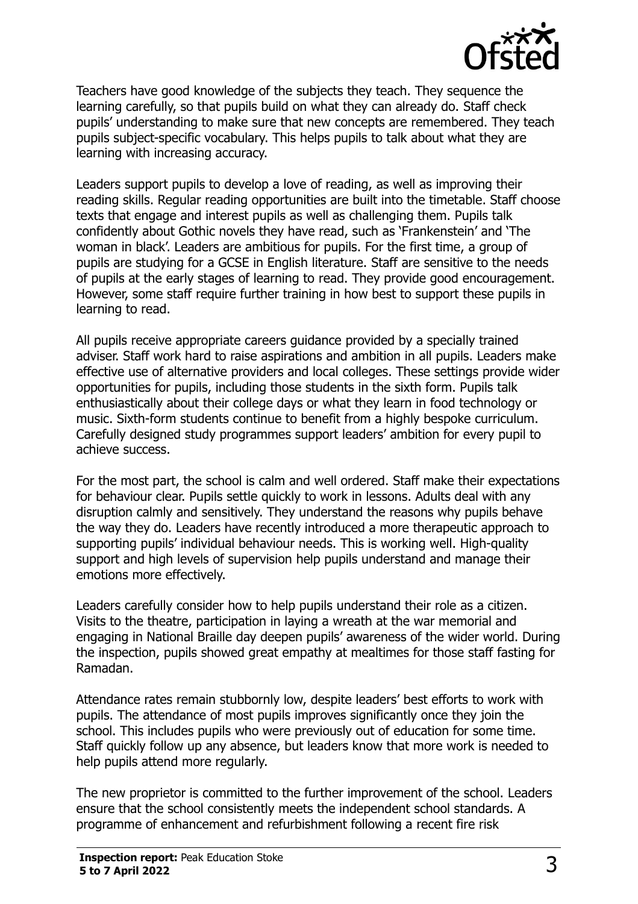Teachers have good knowledge of the subjects they teach. They sequence the learning carefully, so that pupils build on what they can already do. Staff check pupils' understanding to make sure that new concepts are remembered. They teach pupils subject-specific vocabulary. This helps pupils to talk about what they are learning with increasing accuracy.

Leaders support pupils to develop a love of reading, as well as improving their reading skills. Regular reading opportunities are built into the timetable. Staff choose texts that engage and interest pupils as well as challenging them. Pupils talk confidently about Gothic novels they have read, such as 'Frankenstein' and 'The woman in black'. Leaders are ambitious for pupils. For the first time, a group of pupils are studying for a GCSE in English literature. Staff are sensitive to the needs of pupils at the early stages of learning to read. They provide good encouragement. However, some staff require further training in how best to support these pupils in learning to read.

All pupils receive appropriate careers guidance provided by a specially trained adviser. Staff work hard to raise aspirations and ambition in all pupils. Leaders make effective use of alternative providers and local colleges. These settings provide wider opportunities for pupils, including those students in the sixth form. Pupils talk enthusiastically about their college days or what they learn in food technology or music. Sixth-form students continue to benefit from a highly bespoke curriculum. Carefully designed study programmes support leaders' ambition for every pupil to achieve success.

For the most part, the school is calm and well ordered. Staff make their expectations for behaviour clear. Pupils settle quickly to work in lessons. Adults deal with any disruption calmly and sensitively. They understand the reasons why pupils behave the way they do. Leaders have recently introduced a more therapeutic approach to supporting pupils' individual behaviour needs. This is working well. High-quality support and high levels of supervision help pupils understand and manage their emotions more effectively.

Leaders carefully consider how to help pupils understand their role as a citizen. Visits to the theatre, participation in laying a wreath at the war memorial and engaging in National Braille day deepen pupils' awareness of the wider world. During the inspection, pupils showed great empathy at mealtimes for those staff fasting for Ramadan.

Attendance rates remain stubbornly low, despite leaders' best efforts to work with pupils. The attendance of most pupils improves significantly once they join the school. This includes pupils who were previously out of education for some time. Staff quickly follow up any absence, but leaders know that more work is needed to help pupils attend more regularly.

The new proprietor is committed to the further improvement of the school. Leaders ensure that the school consistently meets the independent school standards. A programme of enhancement and refurbishment following a recent fire risk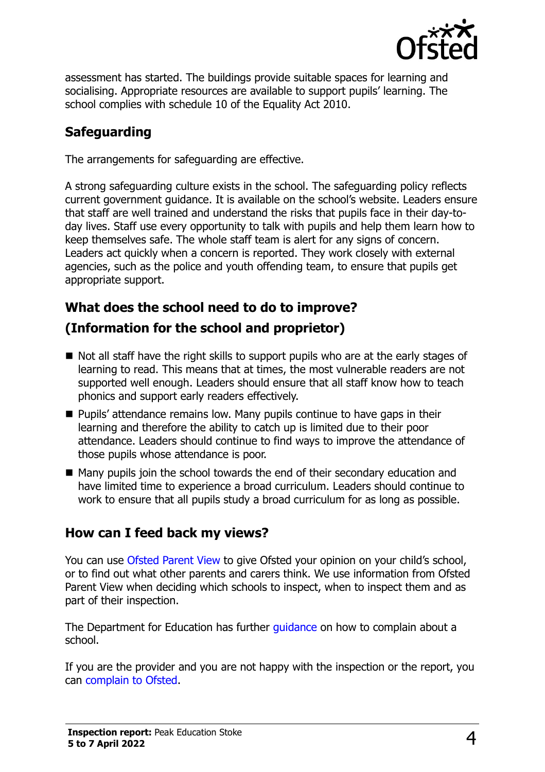assessment has started. The buildings provide suitable spaces for learning and socialising. Appropriate resources are available to support pupils' learning. The school complies with schedule 10 of the Equality Act 2010.

## Safeguarding

The arrangements for safeguarding are effective.

A strong safeguarding culture exists in the school. The safeguarding policy reflects current government guidance. It is available on the school's website. Leaders ensure that staff are well trained and understand the risks that pupils face in their day-to-day lives. Staff use every opportunity to talk with pupils and help them learn how to keep themselves safe. The whole staff team is alert for any signs of concern. Leaders act quickly when a concern is reported. They work closely with external agencies, such as the police and youth offending team, to ensure that pupils get appropriate support.

## What does the school need to do to improve? (Information for the school and proprietor)

- Not all staff have the right skills to support pupils who are at the early stages of learning to read. This means that at times, the most vulnerable readers are not supported well enough. Leaders should ensure that all staff know how to teach phonics and support early readers effectively.
- Pupils' attendance remains low. Many pupils continue to have gaps in their learning and therefore the ability to catch up is limited due to their poor attendance. Leaders should continue to find ways to improve the attendance of those pupils whose attendance is poor.
- Many pupils join the school towards the end of their secondary education and have limited time to experience a broad curriculum. Leaders should continue to work to ensure that all pupils study a broad curriculum for as long as possible.

## How can I feed back my views?

You can use Ofsted Parent View to give Ofsted your opinion on your child's school, or to find out what other parents and carers think. We use information from Ofsted Parent View when deciding which schools to inspect, when to inspect them and as part of their inspection.

The Department for Education has further guidance on how to complain about a school.

If you are the provider and you are not happy with the inspection or the report, you can complain to Ofsted.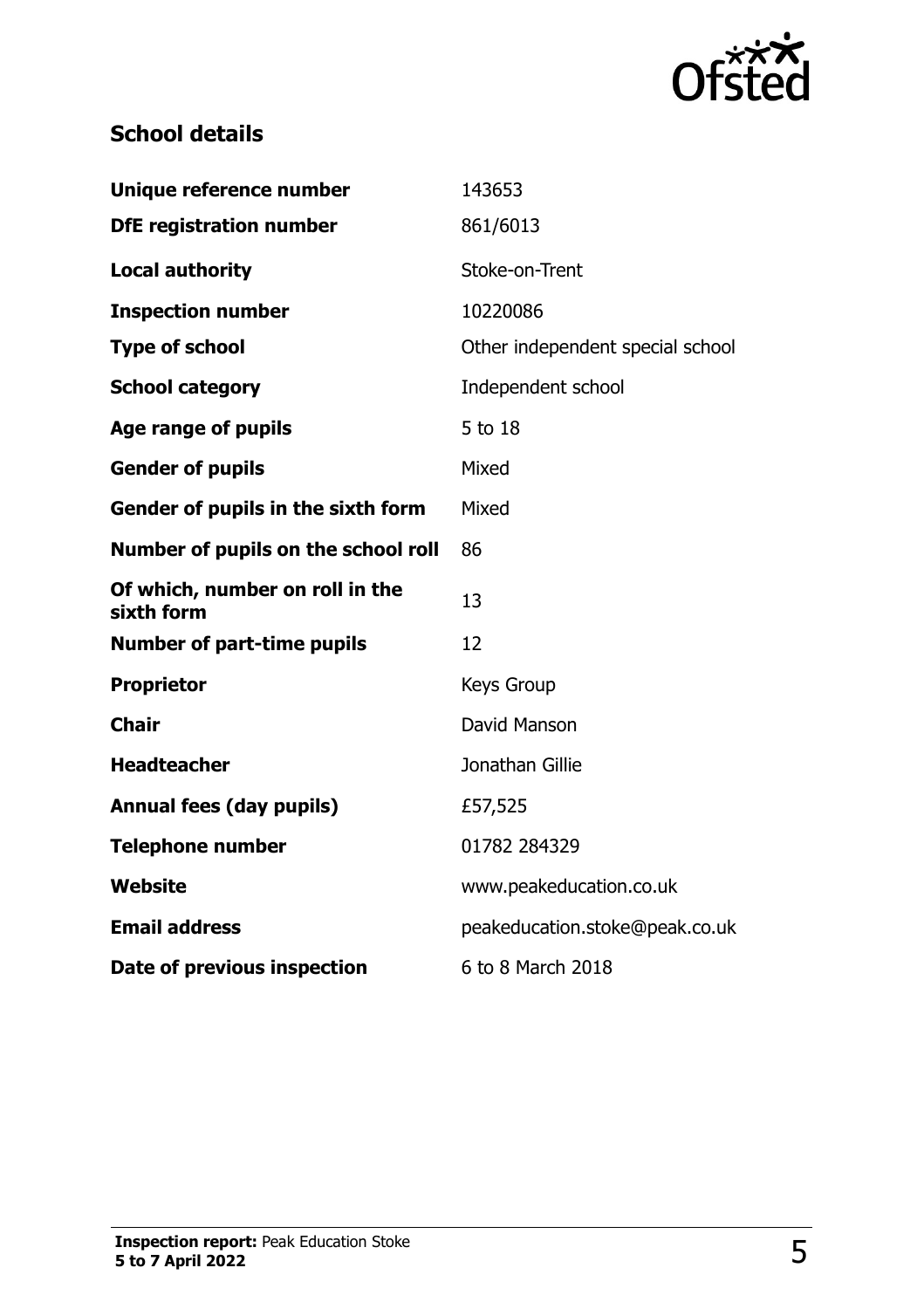## School details

| | |
|---|---|
| **Unique reference number** | 143653 |
| **DfE registration number** | 861/6013 |
| **Local authority** | Stoke-on-Trent |
| **Inspection number** | 10220086 |
| **Type of school** | Other independent special school |
| **School category** | Independent school |
| **Age range of pupils** | 5 to 18 |
| **Gender of pupils** | Mixed |
| **Gender of pupils in the sixth form** | Mixed |
| **Number of pupils on the school roll** | 86 |
| **Of which, number on roll in the sixth form** | 13 |
| **Number of part-time pupils** | 12 |
| **Proprietor** | Keys Group |
| **Chair** | David Manson |
| **Headteacher** | Jonathan Gillie |
| **Annual fees (day pupils)** | £57,525 |
| **Telephone number** | 01782 284329 |
| **Website** | www.peakeducation.co.uk |
| **Email address** | peakeducation.stoke@peak.co.uk |
| **Date of previous inspection** | 6 to 8 March 2018 |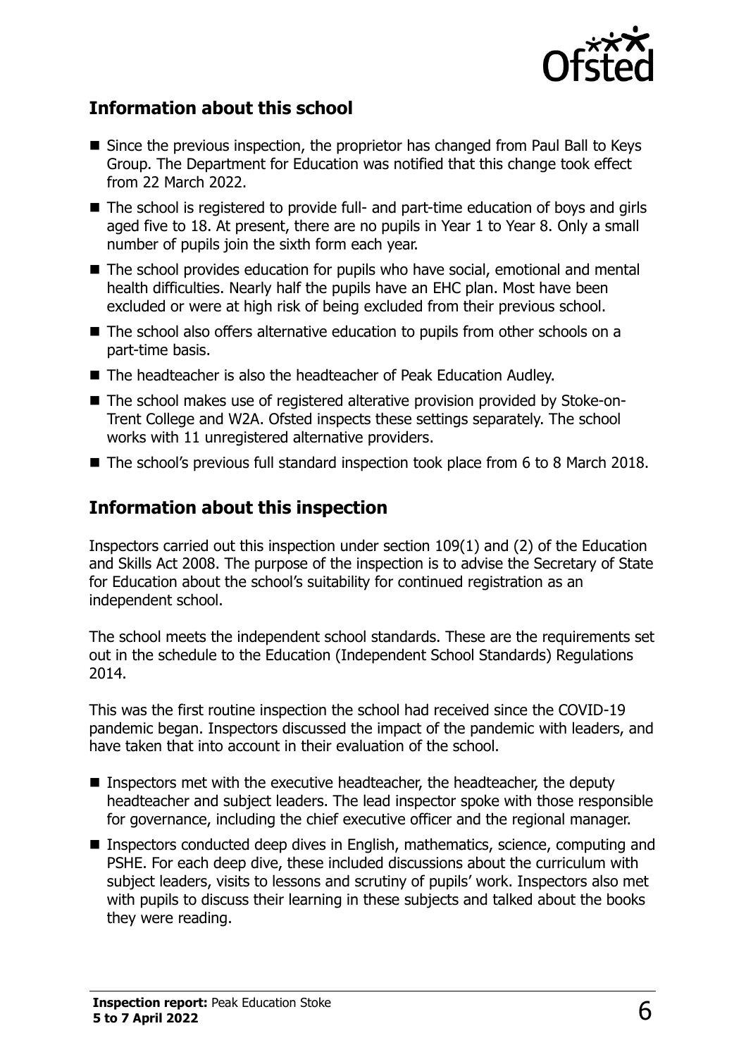## Information about this school

- Since the previous inspection, the proprietor has changed from Paul Ball to Keys Group. The Department for Education was notified that this change took effect from 22 March 2022.
- The school is registered to provide full- and part-time education of boys and girls aged five to 18. At present, there are no pupils in Year 1 to Year 8. Only a small number of pupils join the sixth form each year.
- The school provides education for pupils who have social, emotional and mental health difficulties. Nearly half the pupils have an EHC plan. Most have been excluded or were at high risk of being excluded from their previous school.
- The school also offers alternative education to pupils from other schools on a part-time basis.
- The headteacher is also the headteacher of Peak Education Audley.
- The school makes use of registered alterative provision provided by Stoke-on-Trent College and W2A. Ofsted inspects these settings separately. The school works with 11 unregistered alternative providers.
- The school's previous full standard inspection took place from 6 to 8 March 2018.

## Information about this inspection

Inspectors carried out this inspection under section 109(1) and (2) of the Education and Skills Act 2008. The purpose of the inspection is to advise the Secretary of State for Education about the school's suitability for continued registration as an independent school.

The school meets the independent school standards. These are the requirements set out in the schedule to the Education (Independent School Standards) Regulations 2014.

This was the first routine inspection the school had received since the COVID-19 pandemic began. Inspectors discussed the impact of the pandemic with leaders, and have taken that into account in their evaluation of the school.

- Inspectors met with the executive headteacher, the headteacher, the deputy headteacher and subject leaders. The lead inspector spoke with those responsible for governance, including the chief executive officer and the regional manager.
- Inspectors conducted deep dives in English, mathematics, science, computing and PSHE. For each deep dive, these included discussions about the curriculum with subject leaders, visits to lessons and scrutiny of pupils' work. Inspectors also met with pupils to discuss their learning in these subjects and talked about the books they were reading.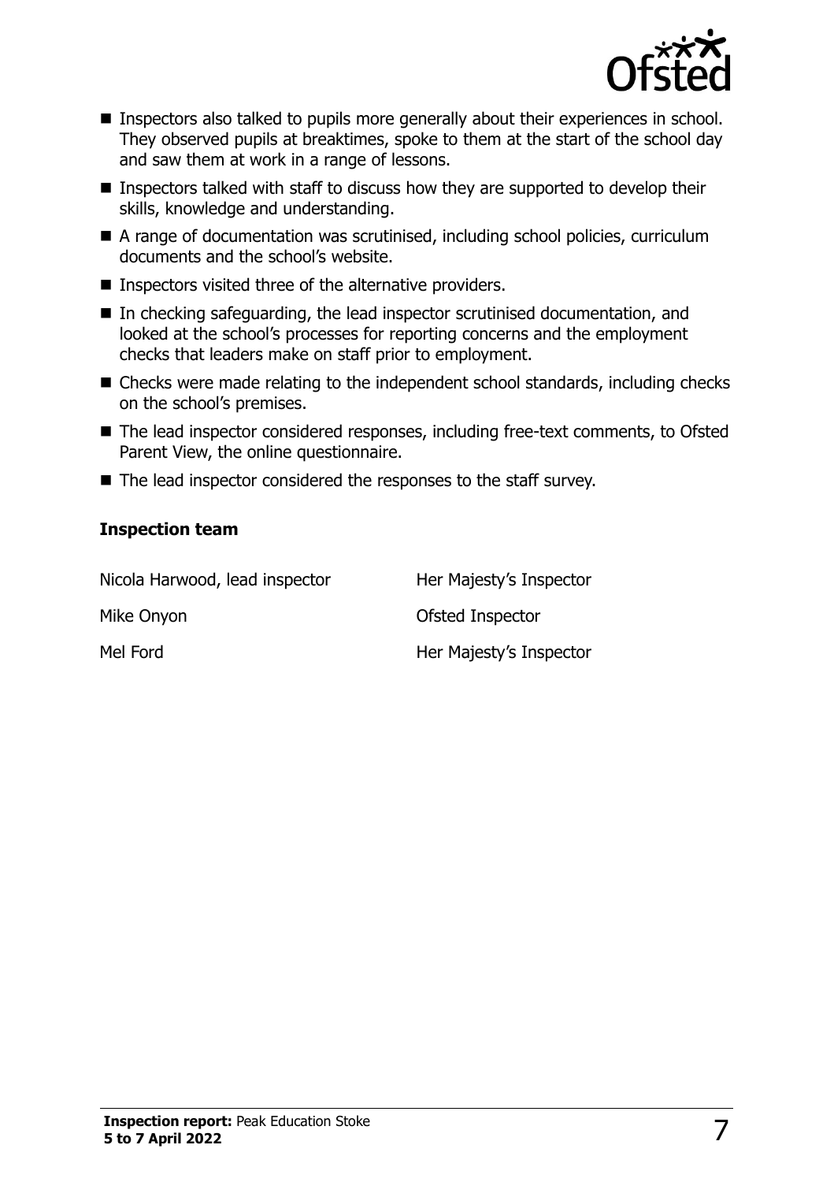- Inspectors also talked to pupils more generally about their experiences in school. They observed pupils at breaktimes, spoke to them at the start of the school day and saw them at work in a range of lessons.
- Inspectors talked with staff to discuss how they are supported to develop their skills, knowledge and understanding.
- A range of documentation was scrutinised, including school policies, curriculum documents and the school's website.
- Inspectors visited three of the alternative providers.
- In checking safeguarding, the lead inspector scrutinised documentation, and looked at the school's processes for reporting concerns and the employment checks that leaders make on staff prior to employment.
- Checks were made relating to the independent school standards, including checks on the school's premises.
- The lead inspector considered responses, including free-text comments, to Ofsted Parent View, the online questionnaire.
- The lead inspector considered the responses to the staff survey.

### Inspection team

| | |
|---|---|
| Nicola Harwood, lead inspector | Her Majesty's Inspector |
| Mike Onyon | Ofsted Inspector |
| Mel Ford | Her Majesty's Inspector |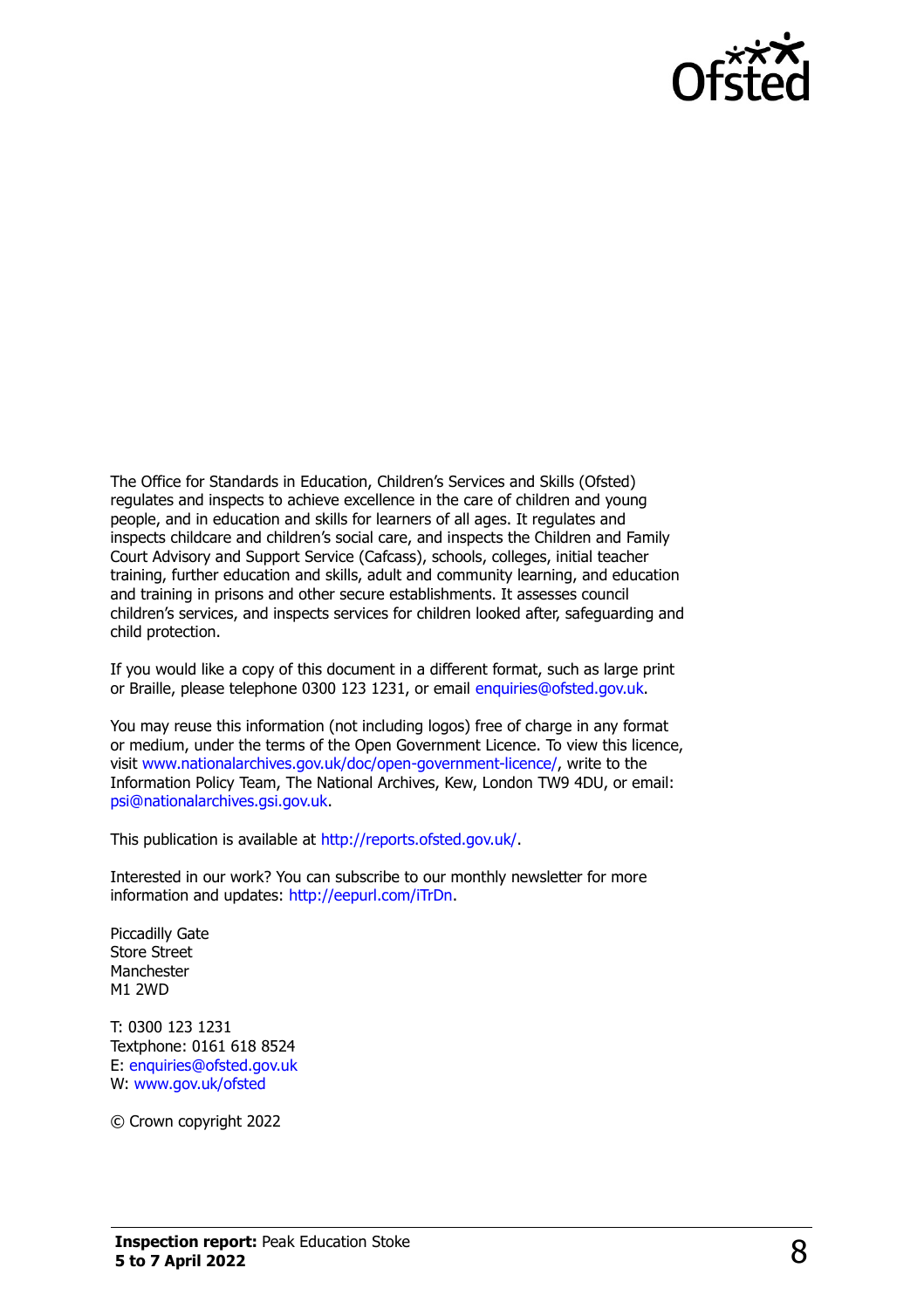The Office for Standards in Education, Children's Services and Skills (Ofsted) regulates and inspects to achieve excellence in the care of children and young people, and in education and skills for learners of all ages. It regulates and inspects childcare and children's social care, and inspects the Children and Family Court Advisory and Support Service (Cafcass), schools, colleges, initial teacher training, further education and skills, adult and community learning, and education and training in prisons and other secure establishments. It assesses council children's services, and inspects services for children looked after, safeguarding and child protection.

If you would like a copy of this document in a different format, such as large print or Braille, please telephone 0300 123 1231, or email enquiries@ofsted.gov.uk.

You may reuse this information (not including logos) free of charge in any format or medium, under the terms of the Open Government Licence. To view this licence, visit www.nationalarchives.gov.uk/doc/open-government-licence/, write to the Information Policy Team, The National Archives, Kew, London TW9 4DU, or email: psi@nationalarchives.gsi.gov.uk.

This publication is available at http://reports.ofsted.gov.uk/.

Interested in our work? You can subscribe to our monthly newsletter for more information and updates: http://eepurl.com/iTrDn.

Piccadilly Gate
Store Street
Manchester
M1 2WD

T: 0300 123 1231
Textphone: 0161 618 8524
E: enquiries@ofsted.gov.uk
W: www.gov.uk/ofsted

© Crown copyright 2022